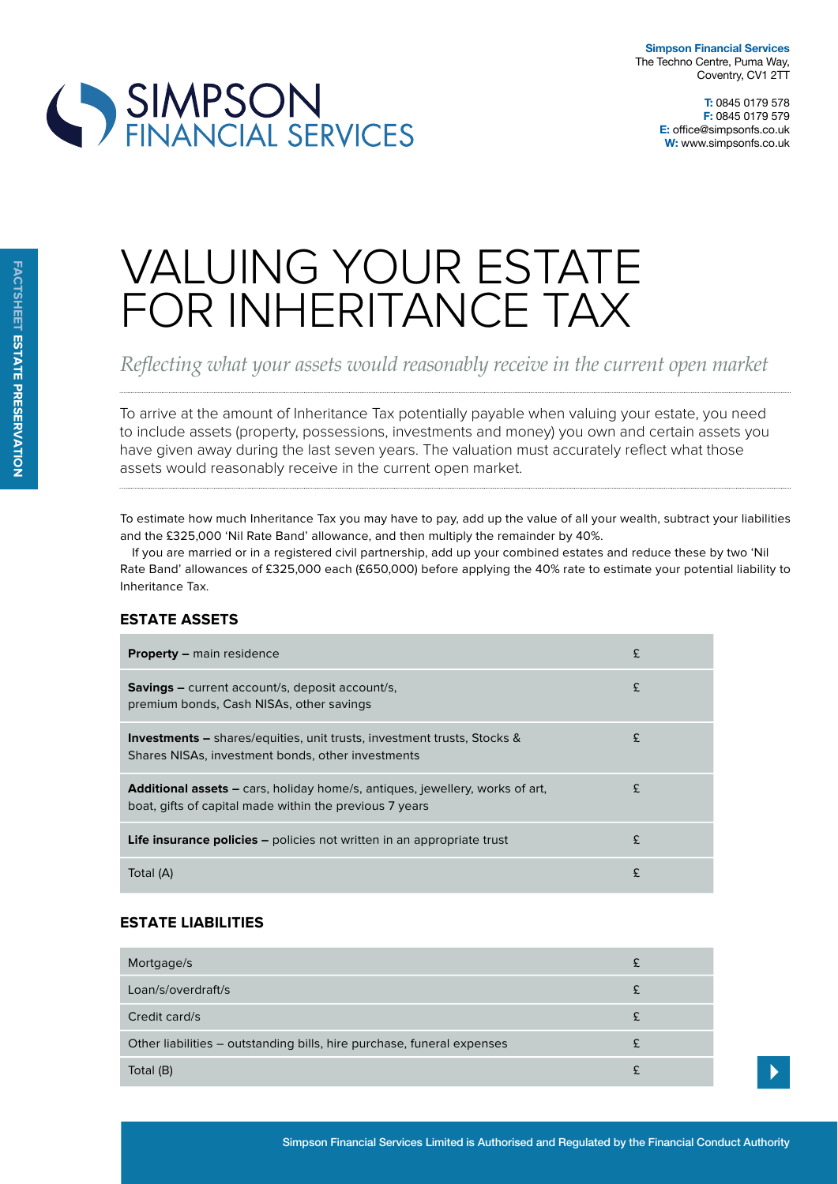Simpson Financial Services
The Techno Centre, Puma Way,
Coventry, CV1 2TT

T: 0845 0179 578
F: 0845 0179 579
E: office@simpsonfs.co.uk
W: www.simpsonfs.co.uk

FACTSHEET ESTATE PRESERVATION

# VALUING YOUR ESTATE FOR INHERITANCE TAX

*Reflecting what your assets would reasonably receive in the current open market*

To arrive at the amount of Inheritance Tax potentially payable when valuing your estate, you need to include assets (property, possessions, investments and money) you own and certain assets you have given away during the last seven years. The valuation must accurately reflect what those assets would reasonably receive in the current open market.

To estimate how much Inheritance Tax you may have to pay, add up the value of all your wealth, subtract your liabilities and the £325,000 'Nil Rate Band' allowance, and then multiply the remainder by 40%.

If you are married or in a registered civil partnership, add up your combined estates and reduce these by two 'Nil Rate Band' allowances of £325,000 each (£650,000) before applying the 40% rate to estimate your potential liability to Inheritance Tax.

## ESTATE ASSETS

| | |
|---|---|
| **Property –** main residence | £ |
| **Savings –** current account/s, deposit account/s, premium bonds, Cash NISAs, other savings | £ |
| **Investments –** shares/equities, unit trusts, investment trusts, Stocks & Shares NISAs, investment bonds, other investments | £ |
| **Additional assets –** cars, holiday home/s, antiques, jewellery, works of art, boat, gifts of capital made within the previous 7 years | £ |
| **Life insurance policies –** policies not written in an appropriate trust | £ |
| Total (A) | £ |

## ESTATE LIABILITIES

| | |
|---|---|
| Mortgage/s | £ |
| Loan/s/overdraft/s | £ |
| Credit card/s | £ |
| Other liabilities – outstanding bills, hire purchase, funeral expenses | £ |
| Total (B) | £ |

Simpson Financial Services Limited is Authorised and Regulated by the Financial Conduct Authority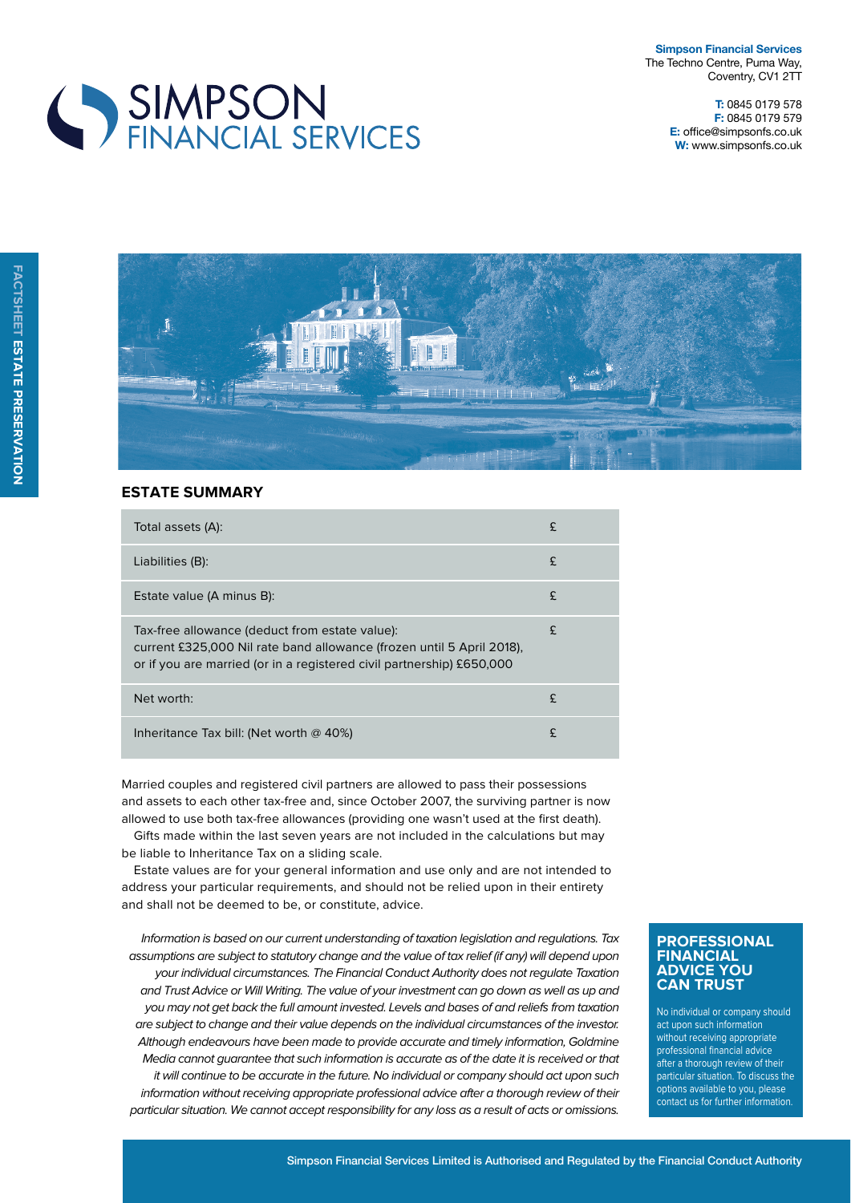**Simpson Financial Services**
The Techno Centre, Puma Way,
Coventry, CV1 2TT

**T:** 0845 0179 578
**F:** 0845 0179 579
**E:** office@simpsonfs.co.uk
**W:** www.simpsonfs.co.uk

FACTSHEET **ESTATE PRESERVATION**

## ESTATE SUMMARY

| | |
|---|---|
| Total assets (A): | £ |
| Liabilities (B): | £ |
| Estate value (A minus B): | £ |
| Tax-free allowance (deduct from estate value): current £325,000 Nil rate band allowance (frozen until 5 April 2018), or if you are married (or in a registered civil partnership) £650,000 | £ |
| Net worth: | £ |
| Inheritance Tax bill: (Net worth @ 40%) | £ |

Married couples and registered civil partners are allowed to pass their possessions and assets to each other tax-free and, since October 2007, the surviving partner is now allowed to use both tax-free allowances (providing one wasn't used at the first death).

Gifts made within the last seven years are not included in the calculations but may be liable to Inheritance Tax on a sliding scale.

Estate values are for your general information and use only and are not intended to address your particular requirements, and should not be relied upon in their entirety and shall not be deemed to be, or constitute, advice.

*Information is based on our current understanding of taxation legislation and regulations. Tax assumptions are subject to statutory change and the value of tax relief (if any) will depend upon your individual circumstances. The Financial Conduct Authority does not regulate Taxation and Trust Advice or Will Writing. The value of your investment can go down as well as up and you may not get back the full amount invested. Levels and bases of and reliefs from taxation are subject to change and their value depends on the individual circumstances of the investor. Although endeavours have been made to provide accurate and timely information, Goldmine Media cannot guarantee that such information is accurate as of the date it is received or that it will continue to be accurate in the future. No individual or company should act upon such information without receiving appropriate professional advice after a thorough review of their particular situation. We cannot accept responsibility for any loss as a result of acts or omissions.*

### PROFESSIONAL FINANCIAL ADVICE YOU CAN TRUST

No individual or company should act upon such information without receiving appropriate professional financial advice after a thorough review of their particular situation. To discuss the options available to you, please contact us for further information.

Simpson Financial Services Limited is Authorised and Regulated by the Financial Conduct Authority